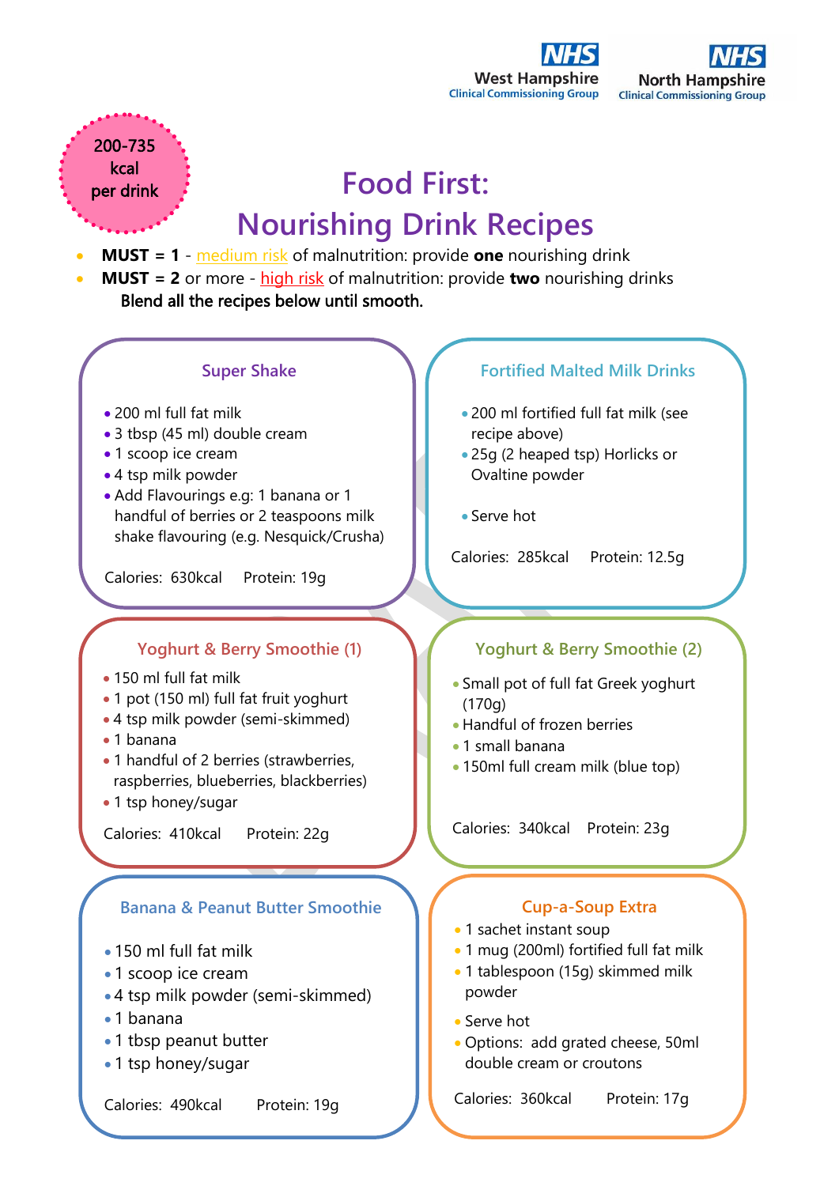NHS West Hampshire Clinical Commissioning Group

NHS North Hampshire Clinical Commissioning Group

200-735 kcal per drink

# Food First: Nourishing Drink Recipes

- **MUST = 1** - medium risk of malnutrition: provide **one** nourishing drink
- **MUST = 2** or more - high risk of malnutrition: provide **two** nourishing drinks

Blend all the recipes below until smooth.

## Super Shake

- 200 ml full fat milk
- 3 tbsp (45 ml) double cream
- 1 scoop ice cream
- 4 tsp milk powder
- Add Flavourings e.g: 1 banana or 1 handful of berries or 2 teaspoons milk shake flavouring (e.g. Nesquick/Crusha)

Calories: 630kcal Protein: 19g

## Fortified Malted Milk Drinks

- 200 ml fortified full fat milk (see recipe above)
- 25g (2 heaped tsp) Horlicks or Ovaltine powder
- Serve hot

Calories: 285kcal Protein: 12.5g

## Yoghurt & Berry Smoothie (1)

- 150 ml full fat milk
- 1 pot (150 ml) full fat fruit yoghurt
- 4 tsp milk powder (semi-skimmed)
- 1 banana
- 1 handful of 2 berries (strawberries, raspberries, blueberries, blackberries)
- 1 tsp honey/sugar

Calories: 410kcal Protein: 22g

## Yoghurt & Berry Smoothie (2)

- Small pot of full fat Greek yoghurt (170g)
- Handful of frozen berries
- 1 small banana
- 150ml full cream milk (blue top)

Calories: 340kcal Protein: 23g

## Banana & Peanut Butter Smoothie

- 150 ml full fat milk
- 1 scoop ice cream
- 4 tsp milk powder (semi-skimmed)
- 1 banana
- 1 tbsp peanut butter
- 1 tsp honey/sugar

Calories: 490kcal Protein: 19g

## Cup-a-Soup Extra

- 1 sachet instant soup
- 1 mug (200ml) fortified full fat milk
- 1 tablespoon (15g) skimmed milk powder
- Serve hot
- Options: add grated cheese, 50ml double cream or croutons

Calories: 360kcal Protein: 17g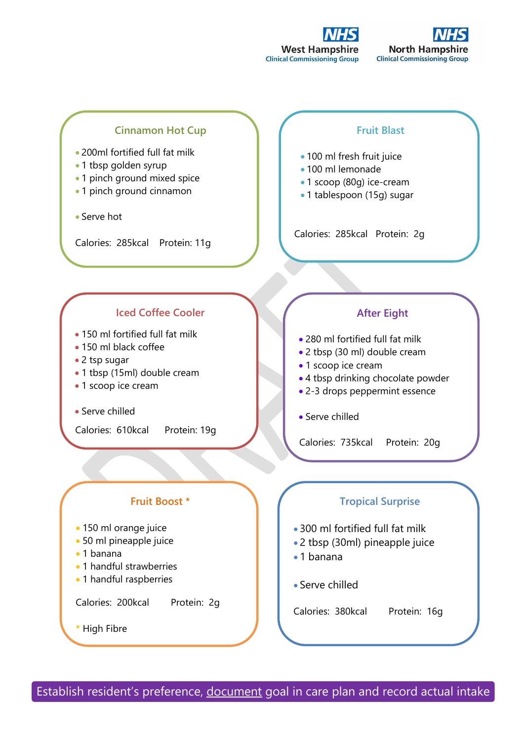NHS West Hampshire Clinical Commissioning Group

NHS North Hampshire Clinical Commissioning Group

## Cinnamon Hot Cup

- 200ml fortified full fat milk
- 1 tbsp golden syrup
- 1 pinch ground mixed spice
- 1 pinch ground cinnamon

- Serve hot

Calories: 285kcal Protein: 11g

## Fruit Blast

- 100 ml fresh fruit juice
- 100 ml lemonade
- 1 scoop (80g) ice-cream
- 1 tablespoon (15g) sugar

Calories: 285kcal Protein: 2g

## Iced Coffee Cooler

- 150 ml fortified full fat milk
- 150 ml black coffee
- 2 tsp sugar
- 1 tbsp (15ml) double cream
- 1 scoop ice cream

- Serve chilled

Calories: 610kcal Protein: 19g

## After Eight

- 280 ml fortified full fat milk
- 2 tbsp (30 ml) double cream
- 1 scoop ice cream
- 4 tbsp drinking chocolate powder
- 2-3 drops peppermint essence

- Serve chilled

Calories: 735kcal Protein: 20g

## Fruit Boost *

- 150 ml orange juice
- 50 ml pineapple juice
- 1 banana
- 1 handful strawberries
- 1 handful raspberries

Calories: 200kcal Protein: 2g

* High Fibre

## Tropical Surprise

- 300 ml fortified full fat milk
- 2 tbsp (30ml) pineapple juice
- 1 banana

- Serve chilled

Calories: 380kcal Protein: 16g

**Establish resident's preference, document goal in care plan and record actual intake**